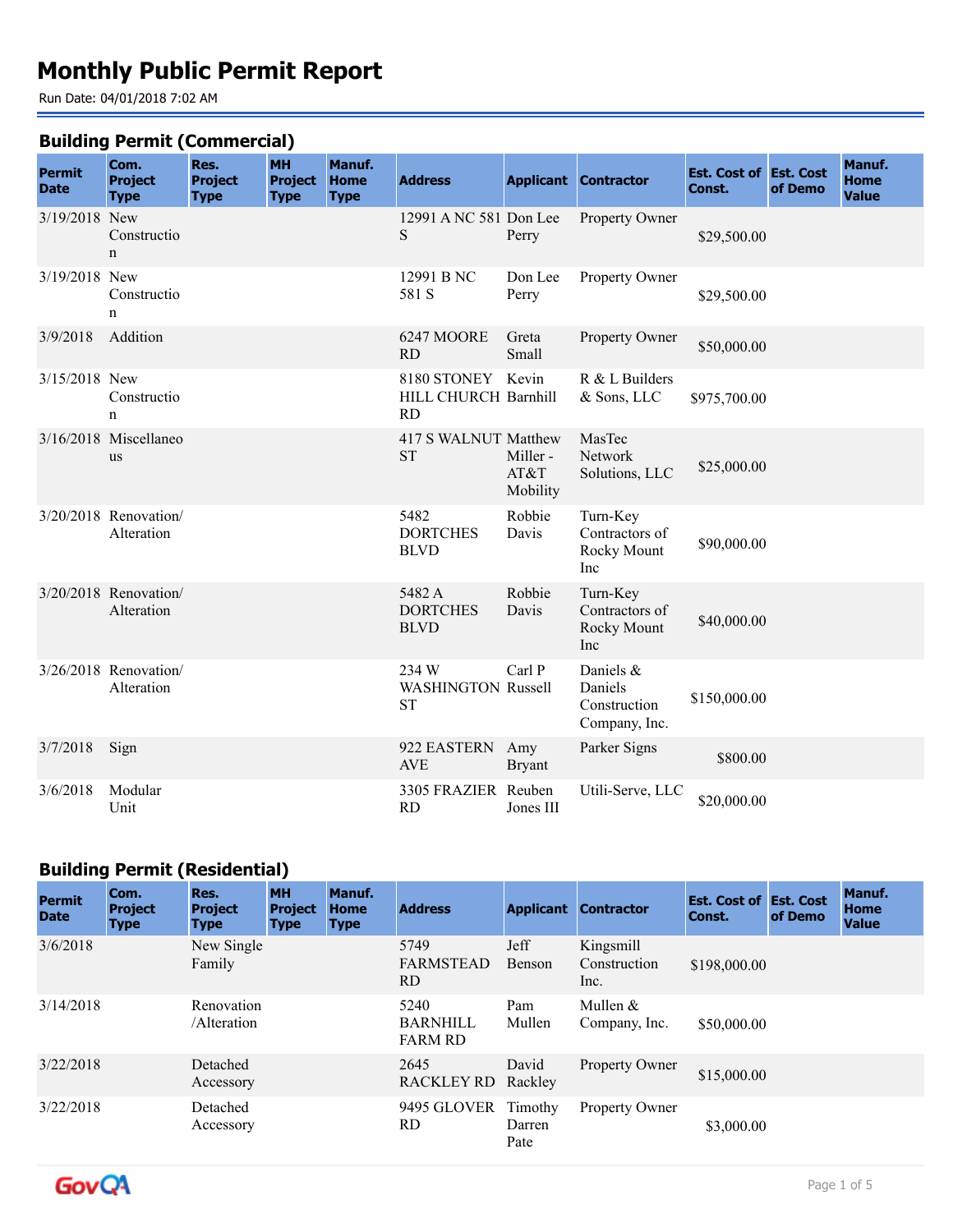# Monthly Public Permit Report

Run Date: 04/01/2018 7:02 AM

## Building Permit (Commercial)

| Permit Date | Com. Project Type | Res. Project Type | MH Project Type | Manuf. Home Type | Address | Applicant | Contractor | Est. Cost of Const. | Est. Cost of Demo | Manuf. Home Value |
|---|---|---|---|---|---|---|---|---|---|---|
| 3/19/2018 | New Construction | | | | 12991 A NC 581 S | Don Lee Perry | Property Owner | $29,500.00 | | |
| 3/19/2018 | New Construction | | | | 12991 B NC 581 S | Don Lee Perry | Property Owner | $29,500.00 | | |
| 3/9/2018 | Addition | | | | 6247 MOORE RD | Greta Small | Property Owner | $50,000.00 | | |
| 3/15/2018 | New Construction | | | | 8180 STONEY HILL CHURCH RD | Kevin Barnhill | R & L Builders & Sons, LLC | $975,700.00 | | |
| 3/16/2018 | Miscellaneous | | | | 417 S WALNUT ST | Matthew Miller - AT&T Mobility | MasTec Network Solutions, LLC | $25,000.00 | | |
| 3/20/2018 | Renovation/ Alteration | | | | 5482 DORTCHES BLVD | Robbie Davis | Turn-Key Contractors of Rocky Mount Inc | $90,000.00 | | |
| 3/20/2018 | Renovation/ Alteration | | | | 5482 A DORTCHES BLVD | Robbie Davis | Turn-Key Contractors of Rocky Mount Inc | $40,000.00 | | |
| 3/26/2018 | Renovation/ Alteration | | | | 234 W WASHINGTON ST | Carl P Russell | Daniels & Daniels Construction Company, Inc. | $150,000.00 | | |
| 3/7/2018 | Sign | | | | 922 EASTERN AVE | Amy Bryant | Parker Signs | $800.00 | | |
| 3/6/2018 | Modular Unit | | | | 3305 FRAZIER RD | Reuben Jones III | Utili-Serve, LLC | $20,000.00 | | |

## Building Permit (Residential)

| Permit Date | Com. Project Type | Res. Project Type | MH Project Type | Manuf. Home Type | Address | Applicant | Contractor | Est. Cost of Const. | Est. Cost of Demo | Manuf. Home Value |
|---|---|---|---|---|---|---|---|---|---|---|
| 3/6/2018 | | New Single Family | | | 5749 FARMSTEAD RD | Jeff Benson | Kingsmill Construction Inc. | $198,000.00 | | |
| 3/14/2018 | | Renovation /Alteration | | | 5240 BARNHILL FARM RD | Pam Mullen | Mullen & Company, Inc. | $50,000.00 | | |
| 3/22/2018 | | Detached Accessory | | | 2645 RACKLEY RD | David Rackley | Property Owner | $15,000.00 | | |
| 3/22/2018 | | Detached Accessory | | | 9495 GLOVER RD | Timothy Darren Pate | Property Owner | $3,000.00 | | |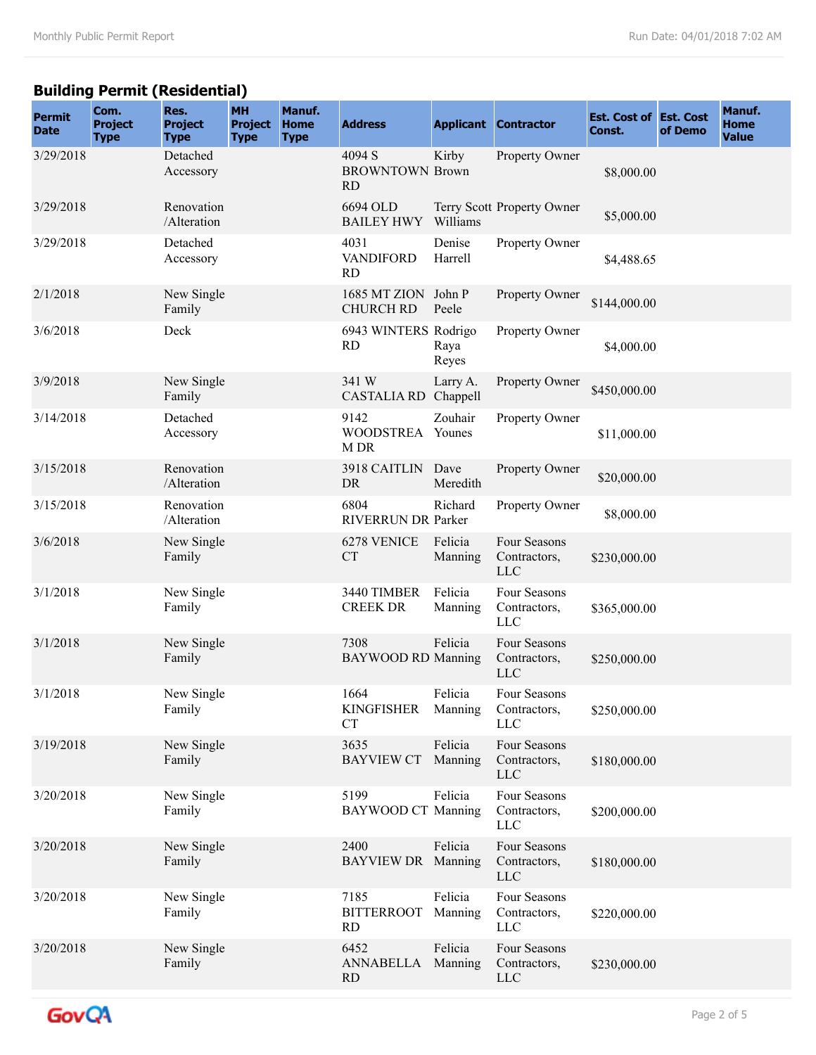## Building Permit (Residential)

| Permit Date | Com. Project Type | Res. Project Type | MH Project Type | Manuf. Home Type | Address | Applicant | Contractor | Est. Cost of Const. | Est. Cost of Demo | Manuf. Home Value |
|---|---|---|---|---|---|---|---|---|---|---|
| 3/29/2018 | | Detached Accessory | | | 4094 S BROWNTOWN RD | Kirby Brown | Property Owner | $8,000.00 | | |
| 3/29/2018 | | Renovation /Alteration | | | 6694 OLD BAILEY HWY | Terry Scott Williams | Property Owner | $5,000.00 | | |
| 3/29/2018 | | Detached Accessory | | | 4031 VANDIFORD RD | Denise Harrell | Property Owner | $4,488.65 | | |
| 2/1/2018 | | New Single Family | | | 1685 MT ZION CHURCH RD | John P Peele | Property Owner | $144,000.00 | | |
| 3/6/2018 | | Deck | | | 6943 WINTERS RD | Rodrigo Raya Reyes | Property Owner | $4,000.00 | | |
| 3/9/2018 | | New Single Family | | | 341 W CASTALIA RD | Larry A. Chappell | Property Owner | $450,000.00 | | |
| 3/14/2018 | | Detached Accessory | | | 9142 WOODSTREAM DR | Zouhair Younes | Property Owner | $11,000.00 | | |
| 3/15/2018 | | Renovation /Alteration | | | 3918 CAITLIN DR | Dave Meredith | Property Owner | $20,000.00 | | |
| 3/15/2018 | | Renovation /Alteration | | | 6804 RIVERRUN DR | Richard Parker | Property Owner | $8,000.00 | | |
| 3/6/2018 | | New Single Family | | | 6278 VENICE CT | Felicia Manning | Four Seasons Contractors, LLC | $230,000.00 | | |
| 3/1/2018 | | New Single Family | | | 3440 TIMBER CREEK DR | Felicia Manning | Four Seasons Contractors, LLC | $365,000.00 | | |
| 3/1/2018 | | New Single Family | | | 7308 BAYWOOD RD | Felicia Manning | Four Seasons Contractors, LLC | $250,000.00 | | |
| 3/1/2018 | | New Single Family | | | 1664 KINGFISHER CT | Felicia Manning | Four Seasons Contractors, LLC | $250,000.00 | | |
| 3/19/2018 | | New Single Family | | | 3635 BAYVIEW CT | Felicia Manning | Four Seasons Contractors, LLC | $180,000.00 | | |
| 3/20/2018 | | New Single Family | | | 5199 BAYWOOD CT | Felicia Manning | Four Seasons Contractors, LLC | $200,000.00 | | |
| 3/20/2018 | | New Single Family | | | 2400 BAYVIEW DR | Felicia Manning | Four Seasons Contractors, LLC | $180,000.00 | | |
| 3/20/2018 | | New Single Family | | | 7185 BITTERROOT RD | Felicia Manning | Four Seasons Contractors, LLC | $220,000.00 | | |
| 3/20/2018 | | New Single Family | | | 6452 ANNABELLA RD | Felicia Manning | Four Seasons Contractors, LLC | $230,000.00 | | |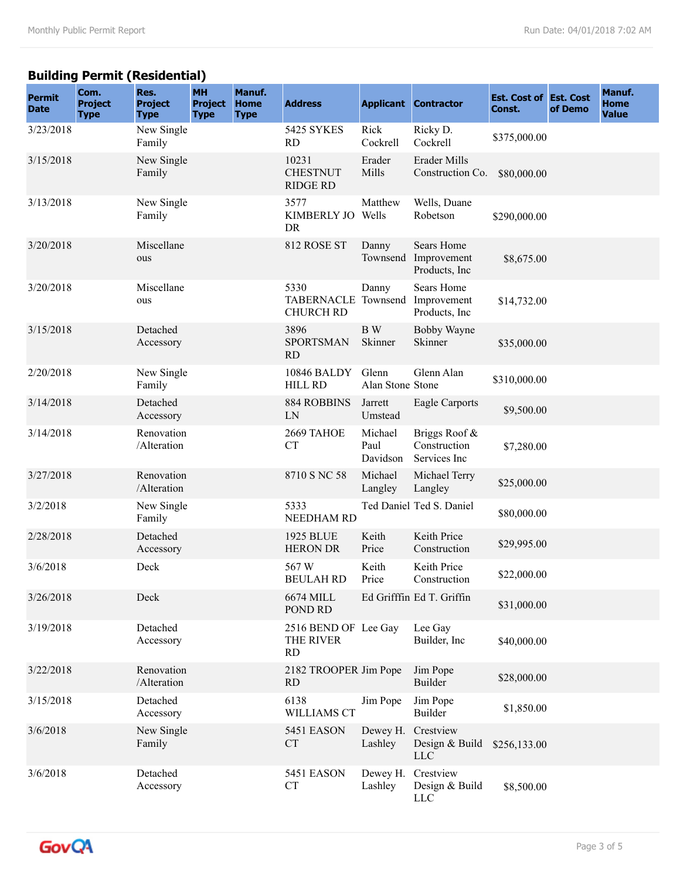## Building Permit (Residential)

| Permit Date | Com. Project Type | Res. Project Type | MH Project Type | Manuf. Home Type | Address | Applicant | Contractor | Est. Cost of Const. | Est. Cost of Demo | Manuf. Home Value |
|---|---|---|---|---|---|---|---|---|---|---|
| 3/23/2018 | | New Single Family | | | 5425 SYKES RD | Rick Cockrell | Ricky D. Cockrell | $375,000.00 | | |
| 3/15/2018 | | New Single Family | | | 10231 CHESTNUT RIDGE RD | Erader Mills | Erader Mills Construction Co. | $80,000.00 | | |
| 3/13/2018 | | New Single Family | | | 3577 KIMBERLY JO DR | Matthew Wells | Wells, Duane Robetson | $290,000.00 | | |
| 3/20/2018 | | Miscellaneous | | | 812 ROSE ST | Danny Townsend | Sears Home Improvement Products, Inc | $8,675.00 | | |
| 3/20/2018 | | Miscellaneous | | | 5330 TABERNACLE CHURCH RD | Danny Townsend | Sears Home Improvement Products, Inc | $14,732.00 | | |
| 3/15/2018 | | Detached Accessory | | | 3896 SPORTSMAN RD | B W Skinner | Bobby Wayne Skinner | $35,000.00 | | |
| 2/20/2018 | | New Single Family | | | 10846 BALDY HILL RD | Glenn Alan Stone | Glenn Alan Stone | $310,000.00 | | |
| 3/14/2018 | | Detached Accessory | | | 884 ROBBINS LN | Jarrett Umstead | Eagle Carports | $9,500.00 | | |
| 3/14/2018 | | Renovation /Alteration | | | 2669 TAHOE CT | Michael Paul Davidson | Briggs Roof & Construction Services Inc | $7,280.00 | | |
| 3/27/2018 | | Renovation /Alteration | | | 8710 S NC 58 | Michael Langley | Michael Terry Langley | $25,000.00 | | |
| 3/2/2018 | | New Single Family | | | 5333 NEEDHAM RD | Ted Daniel | Ted S. Daniel | $80,000.00 | | |
| 2/28/2018 | | Detached Accessory | | | 1925 BLUE HERON DR | Keith Price | Keith Price Construction | $29,995.00 | | |
| 3/6/2018 | | Deck | | | 567 W BEULAH RD | Keith Price | Keith Price Construction | $22,000.00 | | |
| 3/26/2018 | | Deck | | | 6674 MILL POND RD | Ed Grifffin | Ed T. Griffin | $31,000.00 | | |
| 3/19/2018 | | Detached Accessory | | | 2516 BEND OF THE RIVER RD | Lee Gay | Lee Gay Builder, Inc | $40,000.00 | | |
| 3/22/2018 | | Renovation /Alteration | | | 2182 TROOPER RD | Jim Pope | Jim Pope Builder | $28,000.00 | | |
| 3/15/2018 | | Detached Accessory | | | 6138 WILLIAMS CT | Jim Pope | Jim Pope Builder | $1,850.00 | | |
| 3/6/2018 | | New Single Family | | | 5451 EASON CT | Dewey H. Lashley | Crestview Design & Build LLC | $256,133.00 | | |
| 3/6/2018 | | Detached Accessory | | | 5451 EASON CT | Dewey H. Lashley | Crestview Design & Build LLC | $8,500.00 | | |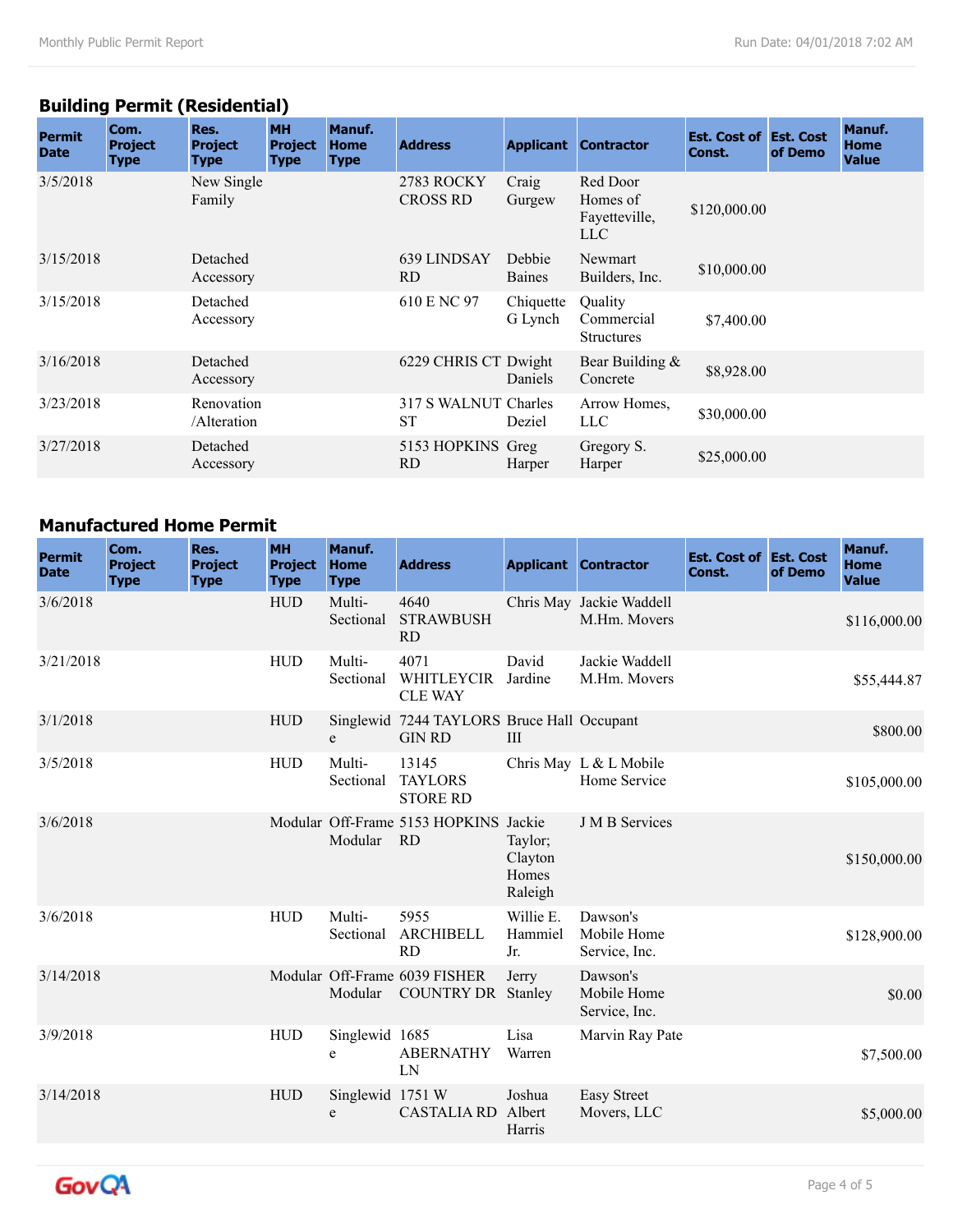## Building Permit (Residential)

| Permit Date | Com. Project Type | Res. Project Type | MH Project Type | Manuf. Home Type | Address | Applicant | Contractor | Est. Cost of Const. | Est. Cost of Demo | Manuf. Home Value |
|---|---|---|---|---|---|---|---|---|---|---|
| 3/5/2018 | | New Single Family | | | 2783 ROCKY CROSS RD | Craig Gurgew | Red Door Homes of Fayetteville, LLC | $120,000.00 | | |
| 3/15/2018 | | Detached Accessory | | | 639 LINDSAY RD | Debbie Baines | Newmart Builders, Inc. | $10,000.00 | | |
| 3/15/2018 | | Detached Accessory | | | 610 E NC 97 | Chiquette G Lynch | Quality Commercial Structures | $7,400.00 | | |
| 3/16/2018 | | Detached Accessory | | | 6229 CHRIS CT | Dwight Daniels | Bear Building & Concrete | $8,928.00 | | |
| 3/23/2018 | | Renovation /Alteration | | | 317 S WALNUT ST | Charles Deziel | Arrow Homes, LLC | $30,000.00 | | |
| 3/27/2018 | | Detached Accessory | | | 5153 HOPKINS RD | Greg Harper | Gregory S. Harper | $25,000.00 | | |

## Manufactured Home Permit

| Permit Date | Com. Project Type | Res. Project Type | MH Project Type | Manuf. Home Type | Address | Applicant | Contractor | Est. Cost of Const. | Est. Cost of Demo | Manuf. Home Value |
|---|---|---|---|---|---|---|---|---|---|---|
| 3/6/2018 | | | HUD | Multi-Sectional | 4640 STRAWBUSH RD | Chris May | Jackie Waddell M.Hm. Movers | | | $116,000.00 |
| 3/21/2018 | | | HUD | Multi-Sectional | 4071 WHITLEYCIRCLE WAY | David Jardine | Jackie Waddell M.Hm. Movers | | | $55,444.87 |
| 3/1/2018 | | | HUD | Singlewide | 7244 TAYLORS GIN RD | Bruce Hall III | Occupant | | | $800.00 |
| 3/5/2018 | | | HUD | Multi-Sectional | 13145 TAYLORS STORE RD | Chris May | L & L Mobile Home Service | | | $105,000.00 |
| 3/6/2018 | | | Modular | Off-Frame Modular | 5153 HOPKINS RD | Jackie Taylor; Clayton Homes Raleigh | J M B Services | | | $150,000.00 |
| 3/6/2018 | | | HUD | Multi-Sectional | 5955 ARCHIBELL RD | Willie E. Hammiel Jr. | Dawson's Mobile Home Service, Inc. | | | $128,900.00 |
| 3/14/2018 | | | Modular | Off-Frame Modular | 6039 FISHER COUNTRY DR | Jerry Stanley | Dawson's Mobile Home Service, Inc. | | | $0.00 |
| 3/9/2018 | | | HUD | Singlewide | 1685 ABERNATHY LN | Lisa Warren | Marvin Ray Pate | | | $7,500.00 |
| 3/14/2018 | | | HUD | Singlewide | 1751 W CASTALIA RD | Joshua Albert Harris | Easy Street Movers, LLC | | | $5,000.00 |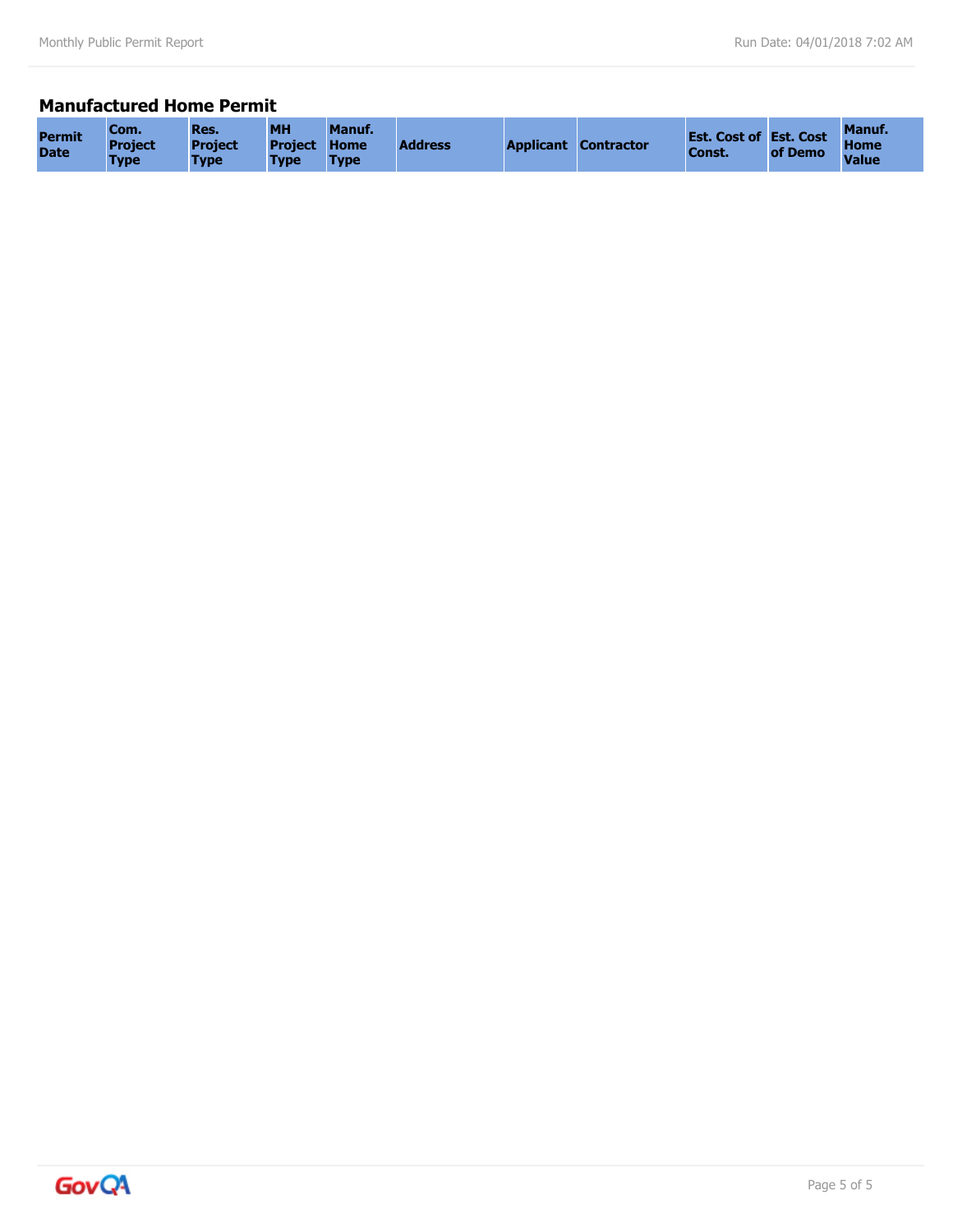## Manufactured Home Permit

| Permit Date | Com. Project Type | Res. Project Type | MH Project Type | Manuf. Home Type | Address | Applicant | Contractor | Est. Cost of Const. | Est. Cost of Demo | Manuf. Home Value |
|---|---|---|---|---|---|---|---|---|---|---|